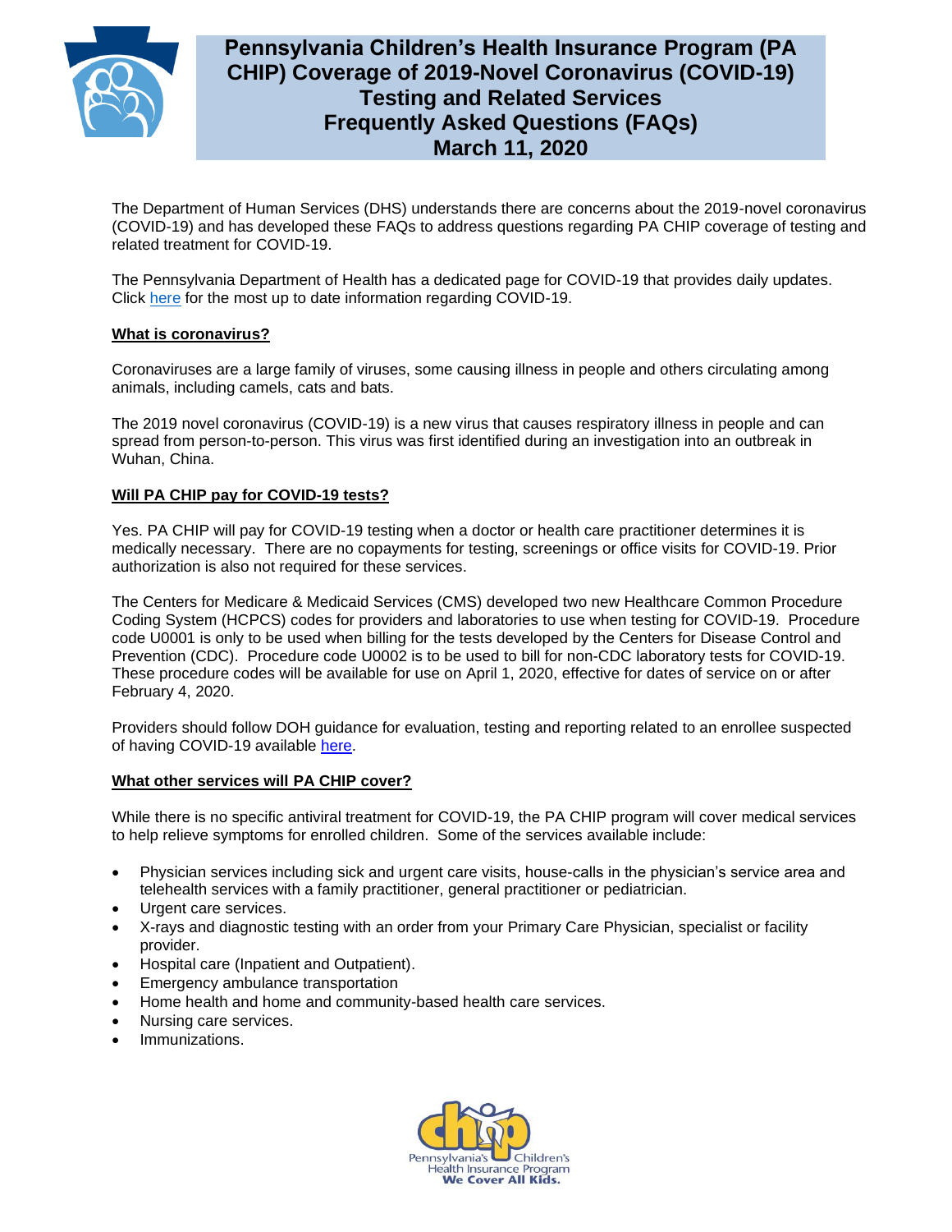# Pennsylvania Children's Health Insurance Program (PA CHIP) Coverage of 2019-Novel Coronavirus (COVID-19) Testing and Related Services Frequently Asked Questions (FAQs) March 11, 2020

The Department of Human Services (DHS) understands there are concerns about the 2019-novel coronavirus (COVID-19) and has developed these FAQs to address questions regarding PA CHIP coverage of testing and related treatment for COVID-19.

The Pennsylvania Department of Health has a dedicated page for COVID-19 that provides daily updates. Click here for the most up to date information regarding COVID-19.

## What is coronavirus?

Coronaviruses are a large family of viruses, some causing illness in people and others circulating among animals, including camels, cats and bats.

The 2019 novel coronavirus (COVID-19) is a new virus that causes respiratory illness in people and can spread from person-to-person. This virus was first identified during an investigation into an outbreak in Wuhan, China.

## Will PA CHIP pay for COVID-19 tests?

Yes. PA CHIP will pay for COVID-19 testing when a doctor or health care practitioner determines it is medically necessary. There are no copayments for testing, screenings or office visits for COVID-19. Prior authorization is also not required for these services.

The Centers for Medicare & Medicaid Services (CMS) developed two new Healthcare Common Procedure Coding System (HCPCS) codes for providers and laboratories to use when testing for COVID-19. Procedure code U0001 is only to be used when billing for the tests developed by the Centers for Disease Control and Prevention (CDC). Procedure code U0002 is to be used to bill for non-CDC laboratory tests for COVID-19. These procedure codes will be available for use on April 1, 2020, effective for dates of service on or after February 4, 2020.

Providers should follow DOH guidance for evaluation, testing and reporting related to an enrollee suspected of having COVID-19 available here.

## What other services will PA CHIP cover?

While there is no specific antiviral treatment for COVID-19, the PA CHIP program will cover medical services to help relieve symptoms for enrolled children. Some of the services available include:

- Physician services including sick and urgent care visits, house-calls in the physician's service area and telehealth services with a family practitioner, general practitioner or pediatrician.
- Urgent care services.
- X-rays and diagnostic testing with an order from your Primary Care Physician, specialist or facility provider.
- Hospital care (Inpatient and Outpatient).
- Emergency ambulance transportation
- Home health and home and community-based health care services.
- Nursing care services.
- Immunizations.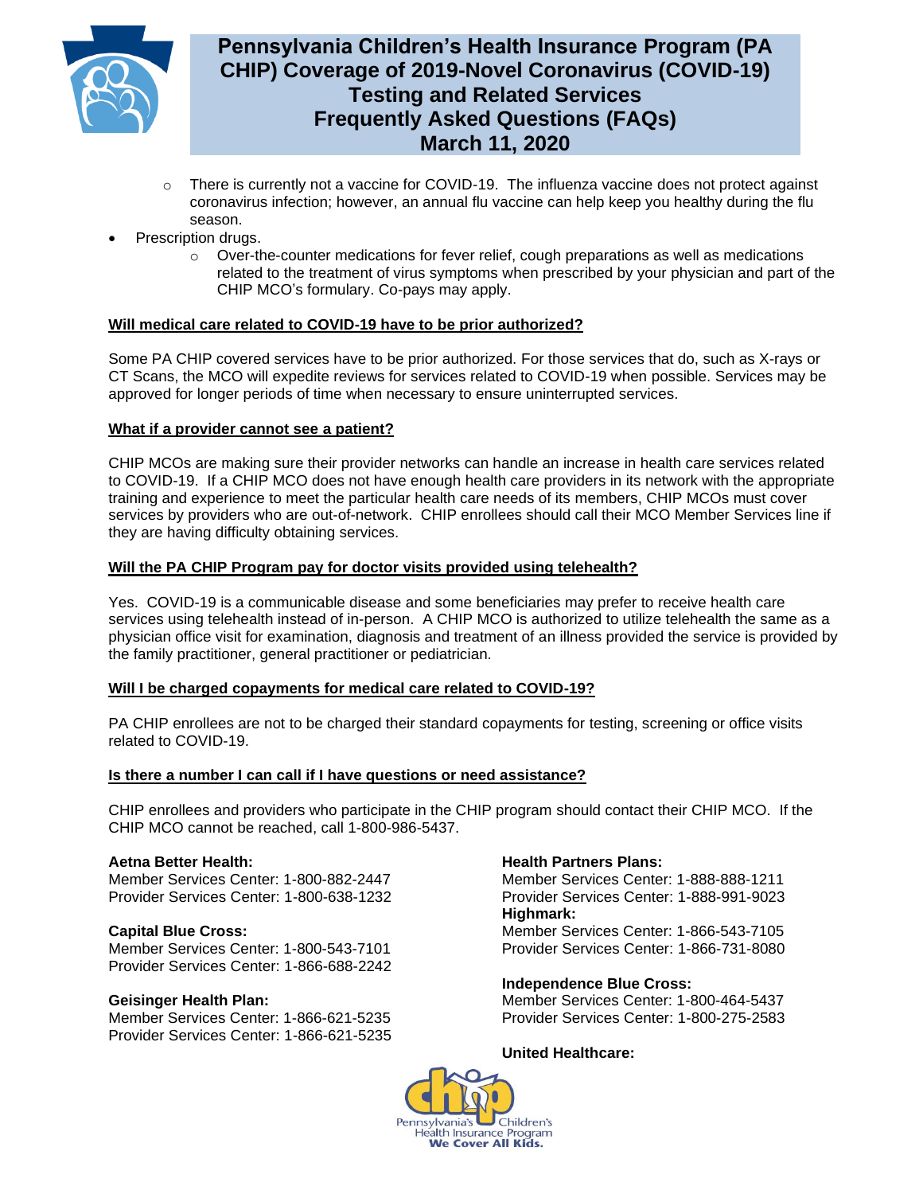- There is currently not a vaccine for COVID-19. The influenza vaccine does not protect against coronavirus infection; however, an annual flu vaccine can help keep you healthy during the flu season.

- Prescription drugs.
  - Over-the-counter medications for fever relief, cough preparations as well as medications related to the treatment of virus symptoms when prescribed by your physician and part of the CHIP MCO's formulary. Co-pays may apply.

**Will medical care related to COVID-19 have to be prior authorized?**

Some PA CHIP covered services have to be prior authorized. For those services that do, such as X-rays or CT Scans, the MCO will expedite reviews for services related to COVID-19 when possible. Services may be approved for longer periods of time when necessary to ensure uninterrupted services.

**What if a provider cannot see a patient?**

CHIP MCOs are making sure their provider networks can handle an increase in health care services related to COVID-19. If a CHIP MCO does not have enough health care providers in its network with the appropriate training and experience to meet the particular health care needs of its members, CHIP MCOs must cover services by providers who are out-of-network. CHIP enrollees should call their MCO Member Services line if they are having difficulty obtaining services.

**Will the PA CHIP Program pay for doctor visits provided using telehealth?**

Yes. COVID-19 is a communicable disease and some beneficiaries may prefer to receive health care services using telehealth instead of in-person. A CHIP MCO is authorized to utilize telehealth the same as a physician office visit for examination, diagnosis and treatment of an illness provided the service is provided by the family practitioner, general practitioner or pediatrician.

**Will I be charged copayments for medical care related to COVID-19?**

PA CHIP enrollees are not to be charged their standard copayments for testing, screening or office visits related to COVID-19.

**Is there a number I can call if I have questions or need assistance?**

CHIP enrollees and providers who participate in the CHIP program should contact their CHIP MCO. If the CHIP MCO cannot be reached, call 1-800-986-5437.

**Aetna Better Health:**
Member Services Center: 1-800-882-2447
Provider Services Center: 1-800-638-1232

**Capital Blue Cross:**
Member Services Center: 1-800-543-7101
Provider Services Center: 1-866-688-2242

**Geisinger Health Plan:**
Member Services Center: 1-866-621-5235
Provider Services Center: 1-866-621-5235

**Health Partners Plans:**
Member Services Center: 1-888-888-1211
Provider Services Center: 1-888-991-9023

**Highmark:**
Member Services Center: 1-866-543-7105
Provider Services Center: 1-866-731-8080

**Independence Blue Cross:**
Member Services Center: 1-800-464-5437
Provider Services Center: 1-800-275-2583

**United Healthcare:**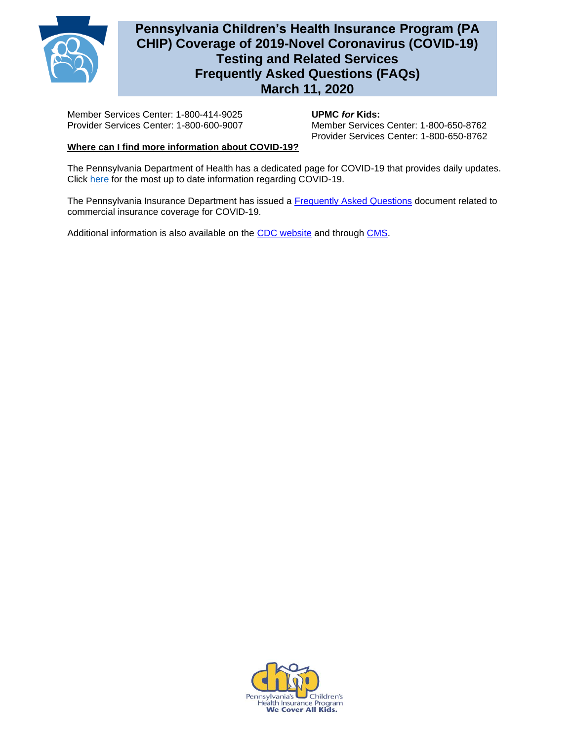# Pennsylvania Children's Health Insurance Program (PA CHIP) Coverage of 2019-Novel Coronavirus (COVID-19) Testing and Related Services Frequently Asked Questions (FAQs) March 11, 2020

Member Services Center: 1-800-414-9025
Provider Services Center: 1-800-600-9007

**UPMC *for* Kids:**
Member Services Center: 1-800-650-8762
Provider Services Center: 1-800-650-8762

**Where can I find more information about COVID-19?**

The Pennsylvania Department of Health has a dedicated page for COVID-19 that provides daily updates. Click here for the most up to date information regarding COVID-19.

The Pennsylvania Insurance Department has issued a Frequently Asked Questions document related to commercial insurance coverage for COVID-19.

Additional information is also available on the CDC website and through CMS.

Pennsylvania's Children's Health Insurance Program
We Cover All Kids.